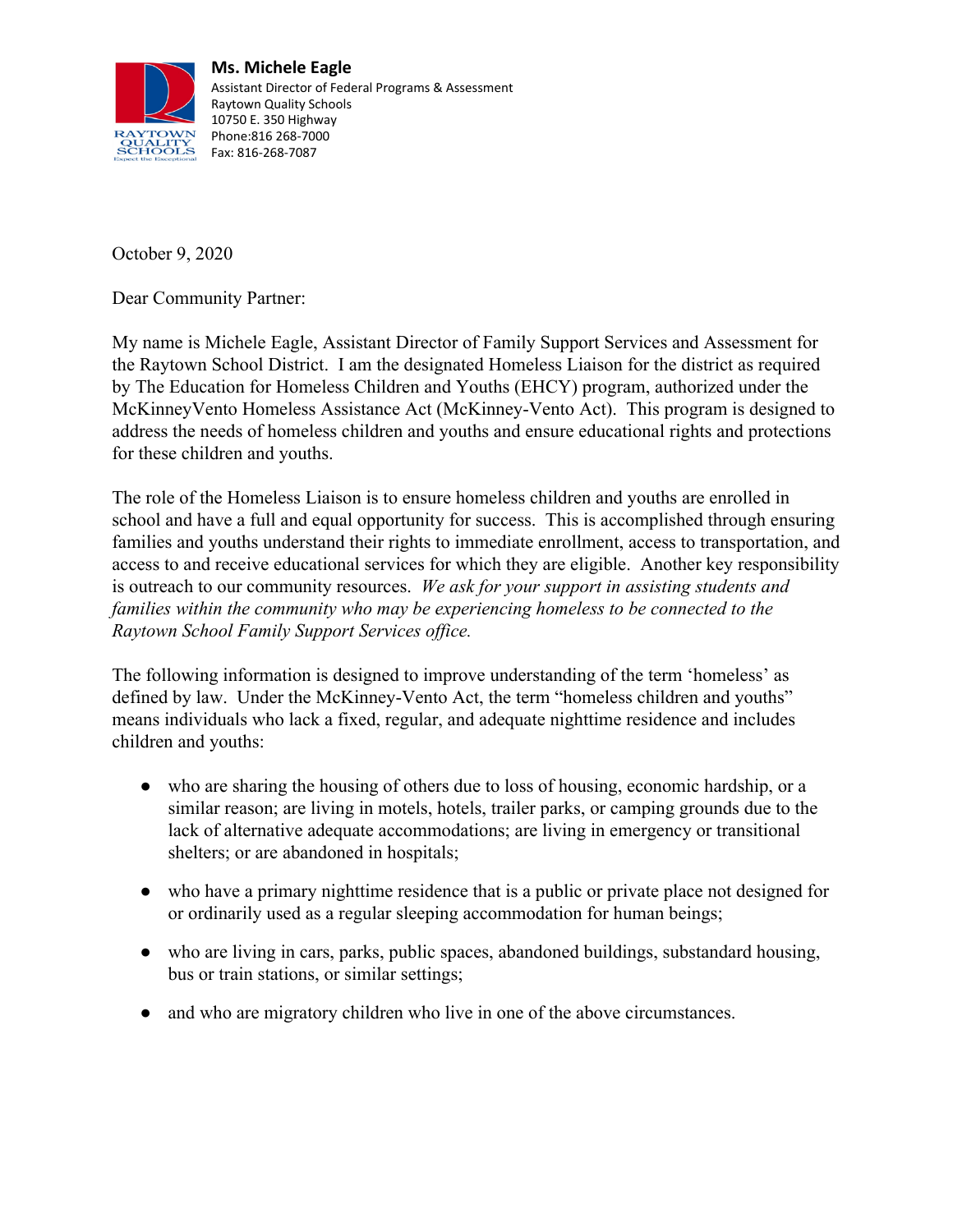**Ms. Michele Eagle**
Assistant Director of Federal Programs & Assessment
Raytown Quality Schools
10750 E. 350 Highway
Phone:816 268-7000
Fax: 816-268-7087

October 9, 2020

Dear Community Partner:

My name is Michele Eagle, Assistant Director of Family Support Services and Assessment for the Raytown School District. I am the designated Homeless Liaison for the district as required by The Education for Homeless Children and Youths (EHCY) program, authorized under the McKinneyVento Homeless Assistance Act (McKinney-Vento Act). This program is designed to address the needs of homeless children and youths and ensure educational rights and protections for these children and youths.

The role of the Homeless Liaison is to ensure homeless children and youths are enrolled in school and have a full and equal opportunity for success. This is accomplished through ensuring families and youths understand their rights to immediate enrollment, access to transportation, and access to and receive educational services for which they are eligible. Another key responsibility is outreach to our community resources. *We ask for your support in assisting students and families within the community who may be experiencing homeless to be connected to the Raytown School Family Support Services office.*

The following information is designed to improve understanding of the term 'homeless' as defined by law. Under the McKinney-Vento Act, the term "homeless children and youths" means individuals who lack a fixed, regular, and adequate nighttime residence and includes children and youths:

- who are sharing the housing of others due to loss of housing, economic hardship, or a similar reason; are living in motels, hotels, trailer parks, or camping grounds due to the lack of alternative adequate accommodations; are living in emergency or transitional shelters; or are abandoned in hospitals;
- who have a primary nighttime residence that is a public or private place not designed for or ordinarily used as a regular sleeping accommodation for human beings;
- who are living in cars, parks, public spaces, abandoned buildings, substandard housing, bus or train stations, or similar settings;
- and who are migratory children who live in one of the above circumstances.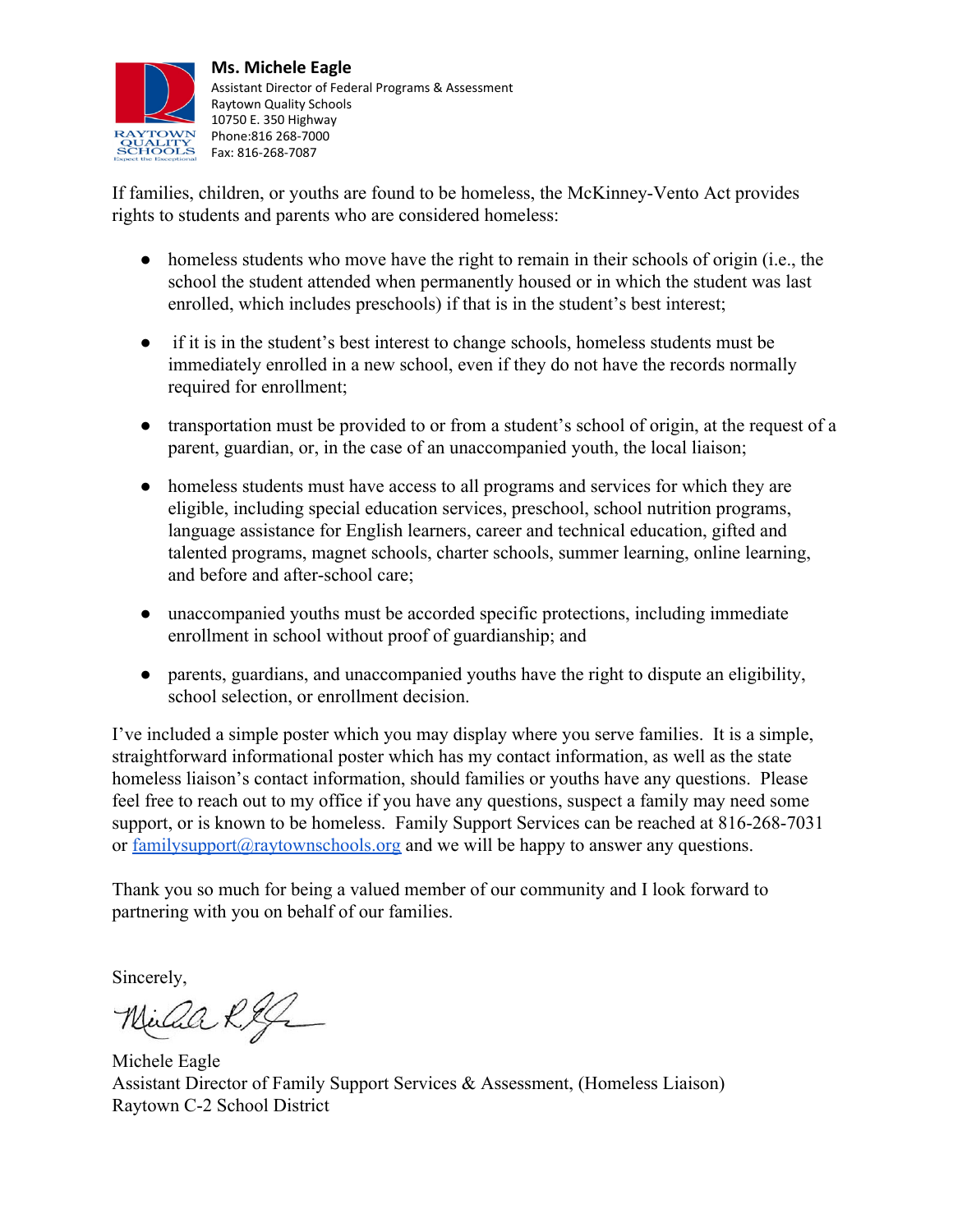**Ms. Michele Eagle**
Assistant Director of Federal Programs & Assessment
Raytown Quality Schools
10750 E. 350 Highway
Phone:816 268-7000
Fax: 816-268-7087

If families, children, or youths are found to be homeless, the McKinney-Vento Act provides rights to students and parents who are considered homeless:

- homeless students who move have the right to remain in their schools of origin (i.e., the school the student attended when permanently housed or in which the student was last enrolled, which includes preschools) if that is in the student's best interest;
- if it is in the student's best interest to change schools, homeless students must be immediately enrolled in a new school, even if they do not have the records normally required for enrollment;
- transportation must be provided to or from a student's school of origin, at the request of a parent, guardian, or, in the case of an unaccompanied youth, the local liaison;
- homeless students must have access to all programs and services for which they are eligible, including special education services, preschool, school nutrition programs, language assistance for English learners, career and technical education, gifted and talented programs, magnet schools, charter schools, summer learning, online learning, and before and after-school care;
- unaccompanied youths must be accorded specific protections, including immediate enrollment in school without proof of guardianship; and
- parents, guardians, and unaccompanied youths have the right to dispute an eligibility, school selection, or enrollment decision.

I've included a simple poster which you may display where you serve families. It is a simple, straightforward informational poster which has my contact information, as well as the state homeless liaison's contact information, should families or youths have any questions. Please feel free to reach out to my office if you have any questions, suspect a family may need some support, or is known to be homeless. Family Support Services can be reached at 816-268-7031 or familysupport@raytownschools.org and we will be happy to answer any questions.

Thank you so much for being a valued member of our community and I look forward to partnering with you on behalf of our families.

Sincerely,

Michele Eagle
Assistant Director of Family Support Services & Assessment, (Homeless Liaison)
Raytown C-2 School District